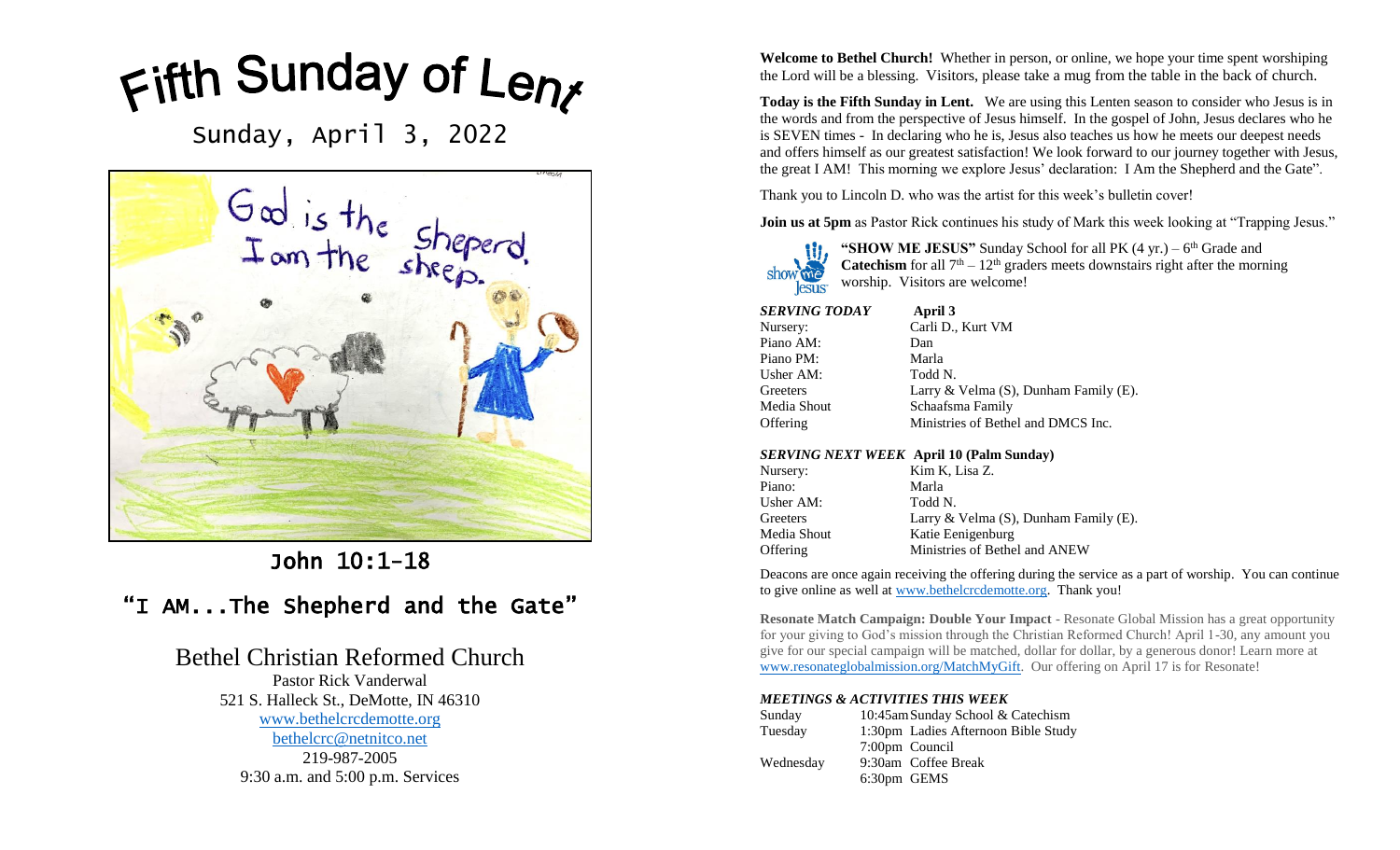# Fifth Sunday of Lent

Sunday, April 3, 2022

## John 10:1-18

## "I AM...The Shepherd and the Gate"

## Bethel Christian Reformed Church

Pastor Rick Vanderwal
521 S. Halleck St., DeMotte, IN 46310
www.bethelcrcdemotte.org
bethelcrc@netnitco.net
219-987-2005
9:30 a.m. and 5:00 p.m. Services

**Welcome to Bethel Church!** Whether in person, or online, we hope your time spent worshiping the Lord will be a blessing. Visitors, please take a mug from the table in the back of church.

**Today is the Fifth Sunday in Lent.** We are using this Lenten season to consider who Jesus is in the words and from the perspective of Jesus himself. In the gospel of John, Jesus declares who he is SEVEN times - In declaring who he is, Jesus also teaches us how he meets our deepest needs and offers himself as our greatest satisfaction! We look forward to our journey together with Jesus, the great I AM! This morning we explore Jesus' declaration: I Am the Shepherd and the Gate".

Thank you to Lincoln D. who was the artist for this week's bulletin cover!

**Join us at 5pm** as Pastor Rick continues his study of Mark this week looking at "Trapping Jesus."

**"SHOW ME JESUS"** Sunday School for all PK (4 yr.) – 6th Grade and **Catechism** for all 7th – 12th graders meets downstairs right after the morning worship. Visitors are welcome!

| ***SERVING TODAY*** | **April 3** |
|---|---|
| Nursery: | Carli D., Kurt VM |
| Piano AM: | Dan |
| Piano PM: | Marla |
| Usher AM: | Todd N. |
| Greeters | Larry & Velma (S), Dunham Family (E). |
| Media Shout | Schaafsma Family |
| Offering | Ministries of Bethel and DMCS Inc. |

| ***SERVING NEXT WEEK*** | **April 10 (Palm Sunday)** |
|---|---|
| Nursery: | Kim K, Lisa Z. |
| Piano: | Marla |
| Usher AM: | Todd N. |
| Greeters | Larry & Velma (S), Dunham Family (E). |
| Media Shout | Katie Eenigenburg |
| Offering | Ministries of Bethel and ANEW |

Deacons are once again receiving the offering during the service as a part of worship. You can continue to give online as well at www.bethelcrcdemotte.org. Thank you!

**Resonate Match Campaign: Double Your Impact** - Resonate Global Mission has a great opportunity for your giving to God's mission through the Christian Reformed Church! April 1-30, any amount you give for our special campaign will be matched, dollar for dollar, by a generous donor! Learn more at www.resonateglobalmission.org/MatchMyGift. Our offering on April 17 is for Resonate!

***MEETINGS & ACTIVITIES THIS WEEK***

| | |
|---|---|
| Sunday | 10:45am Sunday School & Catechism |
| Tuesday | 1:30pm Ladies Afternoon Bible Study |
| | 7:00pm Council |
| Wednesday | 9:30am Coffee Break |
| | 6:30pm GEMS |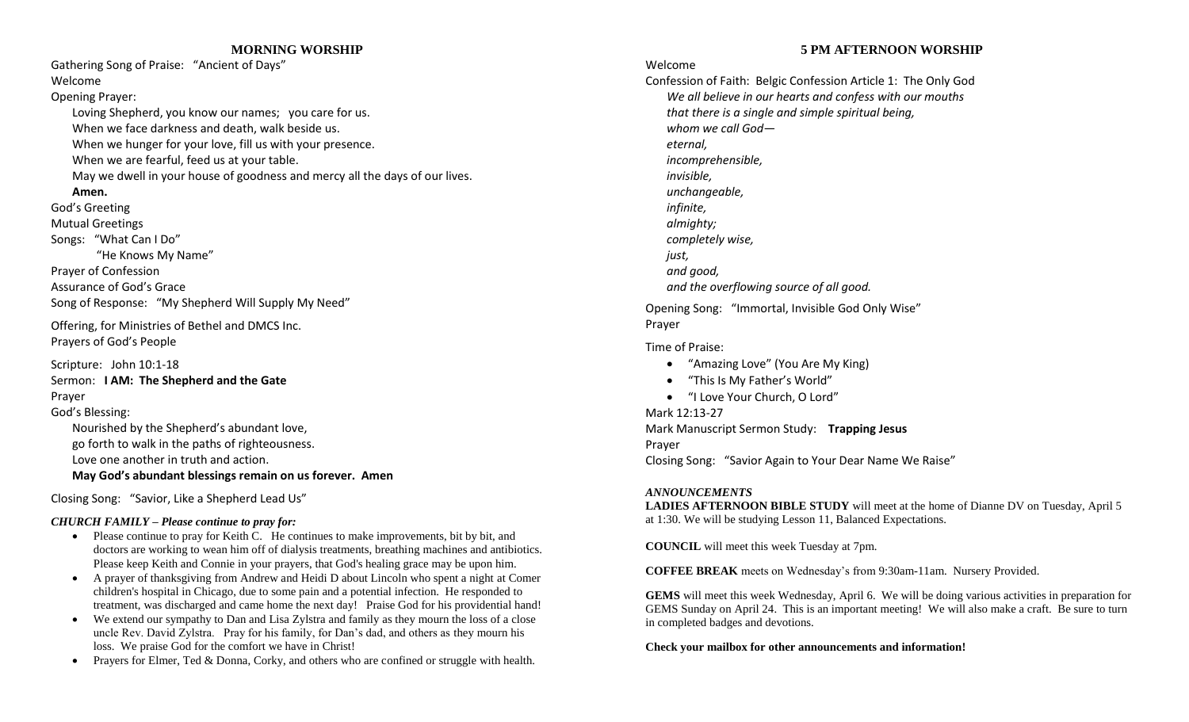## MORNING WORSHIP

Gathering Song of Praise: "Ancient of Days"

Welcome

Opening Prayer:

Loving Shepherd, you know our names; you care for us.
When we face darkness and death, walk beside us.
When we hunger for your love, fill us with your presence.
When we are fearful, feed us at your table.
May we dwell in your house of goodness and mercy all the days of our lives.
**Amen.**

God's Greeting

Mutual Greetings

Songs: "What Can I Do"
"He Knows My Name"

Prayer of Confession

Assurance of God's Grace

Song of Response: "My Shepherd Will Supply My Need"

Offering, for Ministries of Bethel and DMCS Inc.

Prayers of God's People

Scripture: John 10:1-18

Sermon: **I AM: The Shepherd and the Gate**

Prayer

God's Blessing:

Nourished by the Shepherd's abundant love,
go forth to walk in the paths of righteousness.
Love one another in truth and action.
**May God's abundant blessings remain on us forever. Amen**

Closing Song: "Savior, Like a Shepherd Lead Us"

***CHURCH FAMILY – Please continue to pray for:***

- Please continue to pray for Keith C. He continues to make improvements, bit by bit, and doctors are working to wean him off of dialysis treatments, breathing machines and antibiotics. Please keep Keith and Connie in your prayers, that God's healing grace may be upon him.
- A prayer of thanksgiving from Andrew and Heidi D about Lincoln who spent a night at Comer children's hospital in Chicago, due to some pain and a potential infection. He responded to treatment, was discharged and came home the next day! Praise God for his providential hand!
- We extend our sympathy to Dan and Lisa Zylstra and family as they mourn the loss of a close uncle Rev. David Zylstra. Pray for his family, for Dan's dad, and others as they mourn his loss. We praise God for the comfort we have in Christ!
- Prayers for Elmer, Ted & Donna, Corky, and others who are confined or struggle with health.

## 5 PM AFTERNOON WORSHIP

Welcome

Confession of Faith: Belgic Confession Article 1: The Only God

*We all believe in our hearts and confess with our mouths*
*that there is a single and simple spiritual being,*
*whom we call God—*
*eternal,*
*incomprehensible,*
*invisible,*
*unchangeable,*
*infinite,*
*almighty;*
*completely wise,*
*just,*
*and good,*
*and the overflowing source of all good.*

Opening Song: "Immortal, Invisible God Only Wise"

Prayer

Time of Praise:

- "Amazing Love" (You Are My King)
- "This Is My Father's World"
- "I Love Your Church, O Lord"

Mark 12:13-27

Mark Manuscript Sermon Study: **Trapping Jesus**

Prayer

Closing Song: "Savior Again to Your Dear Name We Raise"

***ANNOUNCEMENTS***

**LADIES AFTERNOON BIBLE STUDY** will meet at the home of Dianne DV on Tuesday, April 5 at 1:30. We will be studying Lesson 11, Balanced Expectations.

**COUNCIL** will meet this week Tuesday at 7pm.

**COFFEE BREAK** meets on Wednesday's from 9:30am-11am. Nursery Provided.

**GEMS** will meet this week Wednesday, April 6. We will be doing various activities in preparation for GEMS Sunday on April 24. This is an important meeting! We will also make a craft. Be sure to turn in completed badges and devotions.

**Check your mailbox for other announcements and information!**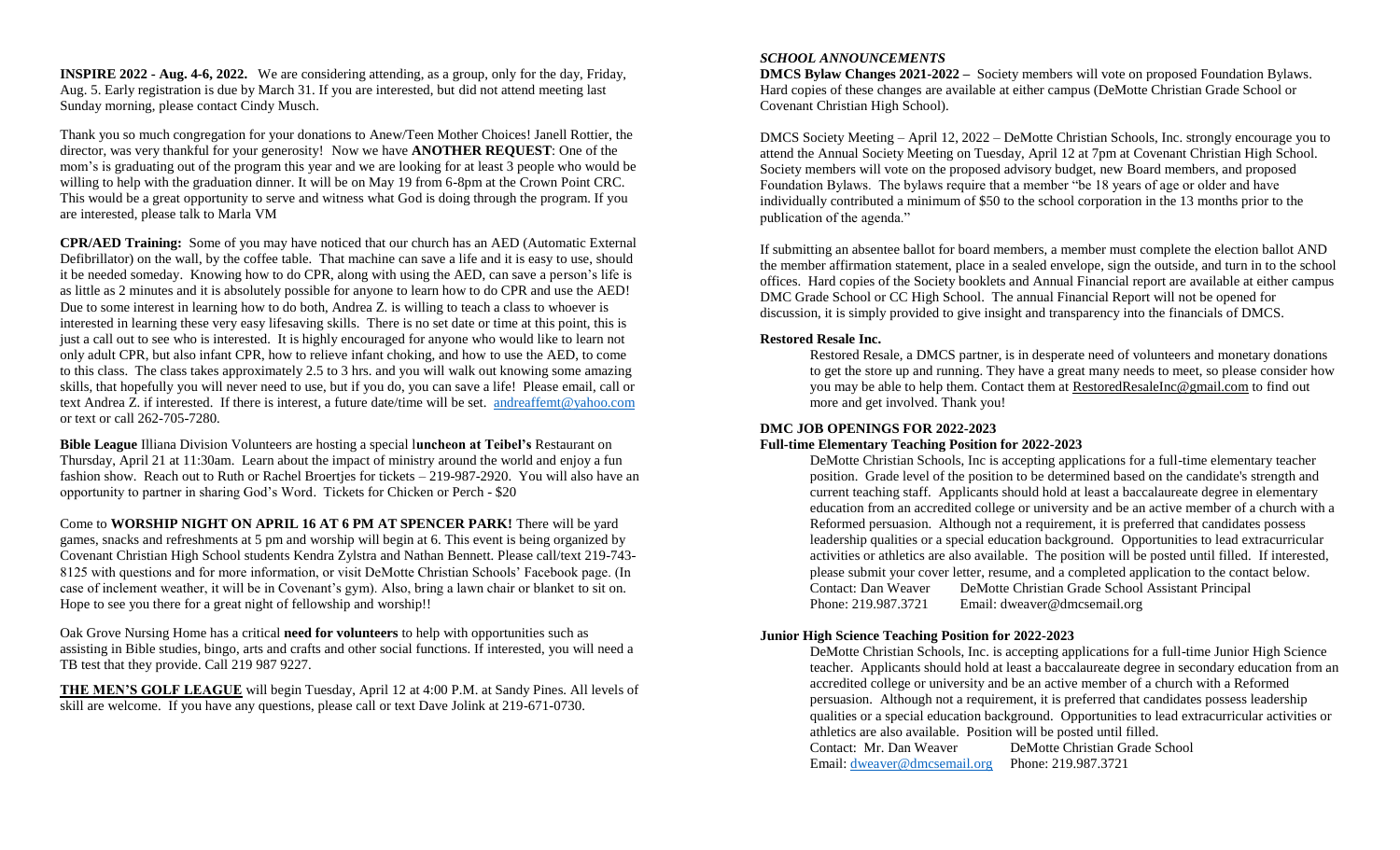**INSPIRE 2022 - Aug. 4-6, 2022.** We are considering attending, as a group, only for the day, Friday, Aug. 5. Early registration is due by March 31. If you are interested, but did not attend meeting last Sunday morning, please contact Cindy Musch.

Thank you so much congregation for your donations to Anew/Teen Mother Choices! Janell Rottier, the director, was very thankful for your generosity! Now we have **ANOTHER REQUEST**: One of the mom's is graduating out of the program this year and we are looking for at least 3 people who would be willing to help with the graduation dinner. It will be on May 19 from 6-8pm at the Crown Point CRC. This would be a great opportunity to serve and witness what God is doing through the program. If you are interested, please talk to Marla VM

**CPR/AED Training:** Some of you may have noticed that our church has an AED (Automatic External Defibrillator) on the wall, by the coffee table. That machine can save a life and it is easy to use, should it be needed someday. Knowing how to do CPR, along with using the AED, can save a person's life is as little as 2 minutes and it is absolutely possible for anyone to learn how to do CPR and use the AED! Due to some interest in learning how to do both, Andrea Z. is willing to teach a class to whoever is interested in learning these very easy lifesaving skills. There is no set date or time at this point, this is just a call out to see who is interested. It is highly encouraged for anyone who would like to learn not only adult CPR, but also infant CPR, how to relieve infant choking, and how to use the AED, to come to this class. The class takes approximately 2.5 to 3 hrs. and you will walk out knowing some amazing skills, that hopefully you will never need to use, but if you do, you can save a life! Please email, call or text Andrea Z. if interested. If there is interest, a future date/time will be set. andreaffemt@yahoo.com or text or call 262-705-7280.

**Bible League** Illiana Division Volunteers are hosting a special l**uncheon at Teibel's** Restaurant on Thursday, April 21 at 11:30am. Learn about the impact of ministry around the world and enjoy a fun fashion show. Reach out to Ruth or Rachel Broertjes for tickets – 219-987-2920. You will also have an opportunity to partner in sharing God's Word. Tickets for Chicken or Perch - $20

Come to **WORSHIP NIGHT ON APRIL 16 AT 6 PM AT SPENCER PARK!** There will be yard games, snacks and refreshments at 5 pm and worship will begin at 6. This event is being organized by Covenant Christian High School students Kendra Zylstra and Nathan Bennett. Please call/text 219-743-8125 with questions and for more information, or visit DeMotte Christian Schools' Facebook page. (In case of inclement weather, it will be in Covenant's gym). Also, bring a lawn chair or blanket to sit on. Hope to see you there for a great night of fellowship and worship!!

Oak Grove Nursing Home has a critical **need for volunteers** to help with opportunities such as assisting in Bible studies, bingo, arts and crafts and other social functions. If interested, you will need a TB test that they provide. Call 219 987 9227.

**THE MEN'S GOLF LEAGUE** will begin Tuesday, April 12 at 4:00 P.M. at Sandy Pines. All levels of skill are welcome. If you have any questions, please call or text Dave Jolink at 219-671-0730.

***SCHOOL ANNOUNCEMENTS***

**DMCS Bylaw Changes 2021-2022 –** Society members will vote on proposed Foundation Bylaws. Hard copies of these changes are available at either campus (DeMotte Christian Grade School or Covenant Christian High School).

DMCS Society Meeting – April 12, 2022 – DeMotte Christian Schools, Inc. strongly encourage you to attend the Annual Society Meeting on Tuesday, April 12 at 7pm at Covenant Christian High School. Society members will vote on the proposed advisory budget, new Board members, and proposed Foundation Bylaws. The bylaws require that a member "be 18 years of age or older and have individually contributed a minimum of $50 to the school corporation in the 13 months prior to the publication of the agenda."

If submitting an absentee ballot for board members, a member must complete the election ballot AND the member affirmation statement, place in a sealed envelope, sign the outside, and turn in to the school offices. Hard copies of the Society booklets and Annual Financial report are available at either campus DMC Grade School or CC High School. The annual Financial Report will not be opened for discussion, it is simply provided to give insight and transparency into the financials of DMCS.

**Restored Resale Inc.**

Restored Resale, a DMCS partner, is in desperate need of volunteers and monetary donations to get the store up and running. They have a great many needs to meet, so please consider how you may be able to help them. Contact them at RestoredResaleInc@gmail.com to find out more and get involved. Thank you!

**DMC JOB OPENINGS FOR 2022-2023**

**Full-time Elementary Teaching Position for 2022-2023**

DeMotte Christian Schools, Inc is accepting applications for a full-time elementary teacher position. Grade level of the position to be determined based on the candidate's strength and current teaching staff. Applicants should hold at least a baccalaureate degree in elementary education from an accredited college or university and be an active member of a church with a Reformed persuasion. Although not a requirement, it is preferred that candidates possess leadership qualities or a special education background. Opportunities to lead extracurricular activities or athletics are also available. The position will be posted until filled. If interested, please submit your cover letter, resume, and a completed application to the contact below.

Contact: Dan Weaver DeMotte Christian Grade School Assistant Principal
Phone: 219.987.3721 Email: dweaver@dmcsemail.org

**Junior High Science Teaching Position for 2022-2023**

DeMotte Christian Schools, Inc. is accepting applications for a full-time Junior High Science teacher. Applicants should hold at least a baccalaureate degree in secondary education from an accredited college or university and be an active member of a church with a Reformed persuasion. Although not a requirement, it is preferred that candidates possess leadership qualities or a special education background. Opportunities to lead extracurricular activities or athletics are also available. Position will be posted until filled.

Contact: Mr. Dan Weaver DeMotte Christian Grade School
Email: dweaver@dmcsemail.org Phone: 219.987.3721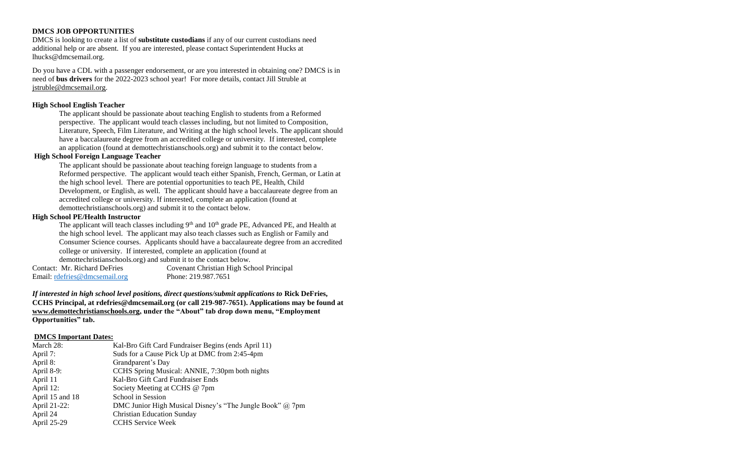**DMCS JOB OPPORTUNITIES**

DMCS is looking to create a list of **substitute custodians** if any of our current custodians need additional help or are absent. If you are interested, please contact Superintendent Hucks at lhucks@dmcsemail.org.

Do you have a CDL with a passenger endorsement, or are you interested in obtaining one? DMCS is in need of **bus drivers** for the 2022-2023 school year! For more details, contact Jill Struble at jstruble@dmcsemail.org.

**High School English Teacher**

The applicant should be passionate about teaching English to students from a Reformed perspective. The applicant would teach classes including, but not limited to Composition, Literature, Speech, Film Literature, and Writing at the high school levels. The applicant should have a baccalaureate degree from an accredited college or university. If interested, complete an application (found at demottechristianschools.org) and submit it to the contact below.

**High School Foreign Language Teacher**

The applicant should be passionate about teaching foreign language to students from a Reformed perspective. The applicant would teach either Spanish, French, German, or Latin at the high school level. There are potential opportunities to teach PE, Health, Child Development, or English, as well. The applicant should have a baccalaureate degree from an accredited college or university. If interested, complete an application (found at demottechristianschools.org) and submit it to the contact below.

**High School PE/Health Instructor**

The applicant will teach classes including 9th and 10th grade PE, Advanced PE, and Health at the high school level. The applicant may also teach classes such as English or Family and Consumer Science courses. Applicants should have a baccalaureate degree from an accredited college or university. If interested, complete an application (found at demottechristianschools.org) and submit it to the contact below.

Contact: Mr. Richard DeFries — Covenant Christian High School Principal
Email: rdefries@dmcsemail.org — Phone: 219.987.7651

***If interested in high school level positions, direct questions/submit applications to* Rick DeFries, CCHS Principal, at rdefries@dmcsemail.org (or call 219-987-7651). Applications may be found at www.demottechristianschools.org, under the "About" tab drop down menu, "Employment Opportunities" tab.**

**DMCS Important Dates:**

| | |
|---|---|
| March 28: | Kal-Bro Gift Card Fundraiser Begins (ends April 11) |
| April 7: | Suds for a Cause Pick Up at DMC from 2:45-4pm |
| April 8: | Grandparent's Day |
| April 8-9: | CCHS Spring Musical: ANNIE, 7:30pm both nights |
| April 11 | Kal-Bro Gift Card Fundraiser Ends |
| April 12: | Society Meeting at CCHS @ 7pm |
| April 15 and 18 | School in Session |
| April 21-22: | DMC Junior High Musical Disney's "The Jungle Book" @ 7pm |
| April 24 | Christian Education Sunday |
| April 25-29 | CCHS Service Week |